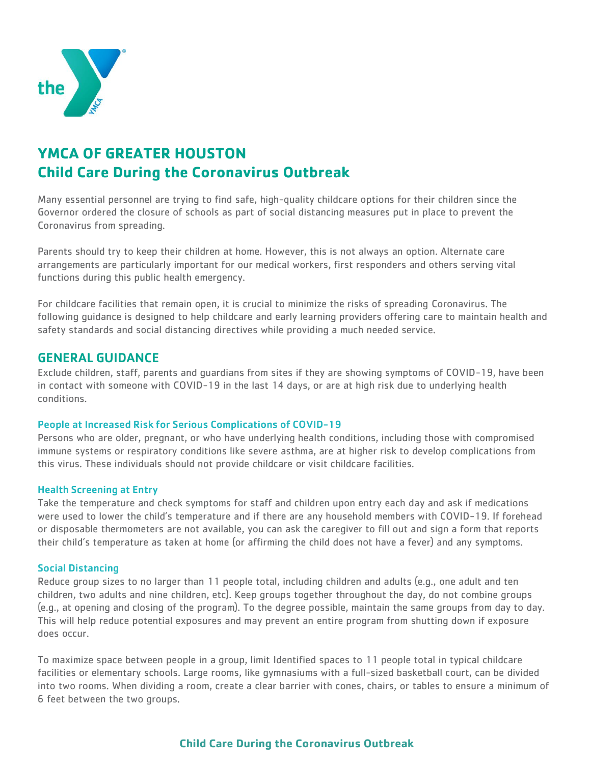# YMCA OF GREATER HOUSTON
# Child Care During the Coronavirus Outbreak

Many essential personnel are trying to find safe, high-quality childcare options for their children since the Governor ordered the closure of schools as part of social distancing measures put in place to prevent the Coronavirus from spreading.

Parents should try to keep their children at home. However, this is not always an option. Alternate care arrangements are particularly important for our medical workers, first responders and others serving vital functions during this public health emergency.

For childcare facilities that remain open, it is crucial to minimize the risks of spreading Coronavirus. The following guidance is designed to help childcare and early learning providers offering care to maintain health and safety standards and social distancing directives while providing a much needed service.

## GENERAL GUIDANCE

Exclude children, staff, parents and guardians from sites if they are showing symptoms of COVID-19, have been in contact with someone with COVID-19 in the last 14 days, or are at high risk due to underlying health conditions.

### People at Increased Risk for Serious Complications of COVID-19

Persons who are older, pregnant, or who have underlying health conditions, including those with compromised immune systems or respiratory conditions like severe asthma, are at higher risk to develop complications from this virus. These individuals should not provide childcare or visit childcare facilities.

### Health Screening at Entry

Take the temperature and check symptoms for staff and children upon entry each day and ask if medications were used to lower the child's temperature and if there are any household members with COVID-19. If forehead or disposable thermometers are not available, you can ask the caregiver to fill out and sign a form that reports their child's temperature as taken at home (or affirming the child does not have a fever) and any symptoms.

### Social Distancing

Reduce group sizes to no larger than 11 people total, including children and adults (e.g., one adult and ten children, two adults and nine children, etc). Keep groups together throughout the day, do not combine groups (e.g., at opening and closing of the program). To the degree possible, maintain the same groups from day to day. This will help reduce potential exposures and may prevent an entire program from shutting down if exposure does occur.

To maximize space between people in a group, limit Identified spaces to 11 people total in typical childcare facilities or elementary schools. Large rooms, like gymnasiums with a full-sized basketball court, can be divided into two rooms. When dividing a room, create a clear barrier with cones, chairs, or tables to ensure a minimum of 6 feet between the two groups.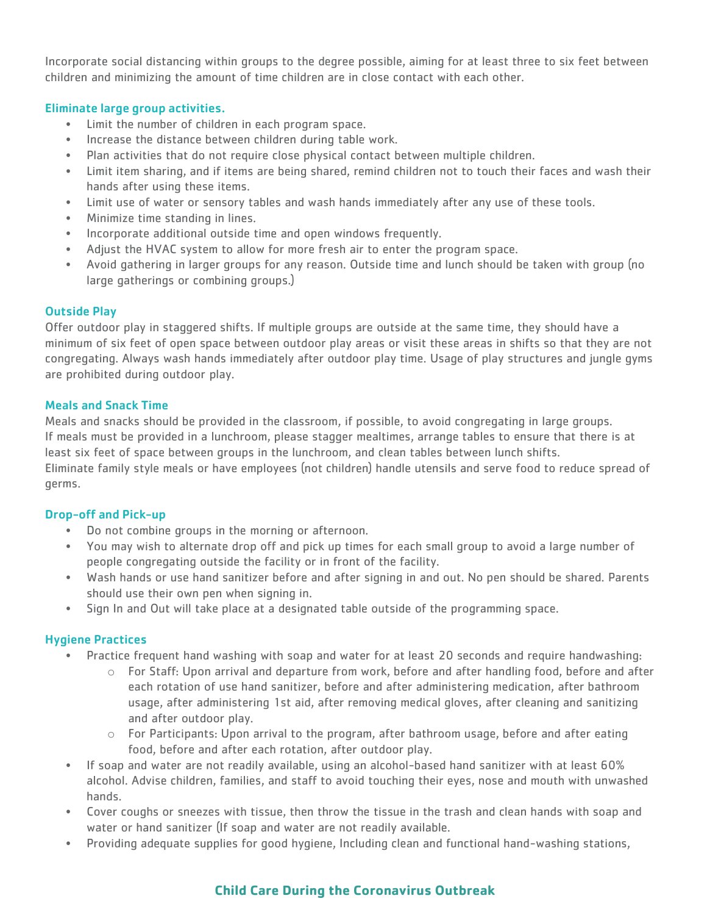Incorporate social distancing within groups to the degree possible, aiming for at least three to six feet between children and minimizing the amount of time children are in close contact with each other.

### Eliminate large group activities.

- Limit the number of children in each program space.
- Increase the distance between children during table work.
- Plan activities that do not require close physical contact between multiple children.
- Limit item sharing, and if items are being shared, remind children not to touch their faces and wash their hands after using these items.
- Limit use of water or sensory tables and wash hands immediately after any use of these tools.
- Minimize time standing in lines.
- Incorporate additional outside time and open windows frequently.
- Adjust the HVAC system to allow for more fresh air to enter the program space.
- Avoid gathering in larger groups for any reason. Outside time and lunch should be taken with group (no large gatherings or combining groups.)

### Outside Play

Offer outdoor play in staggered shifts. If multiple groups are outside at the same time, they should have a minimum of six feet of open space between outdoor play areas or visit these areas in shifts so that they are not congregating. Always wash hands immediately after outdoor play time. Usage of play structures and jungle gyms are prohibited during outdoor play.

### Meals and Snack Time

Meals and snacks should be provided in the classroom, if possible, to avoid congregating in large groups.
If meals must be provided in a lunchroom, please stagger mealtimes, arrange tables to ensure that there is at least six feet of space between groups in the lunchroom, and clean tables between lunch shifts.
Eliminate family style meals or have employees (not children) handle utensils and serve food to reduce spread of germs.

### Drop-off and Pick-up

- Do not combine groups in the morning or afternoon.
- You may wish to alternate drop off and pick up times for each small group to avoid a large number of people congregating outside the facility or in front of the facility.
- Wash hands or use hand sanitizer before and after signing in and out. No pen should be shared. Parents should use their own pen when signing in.
- Sign In and Out will take place at a designated table outside of the programming space.

### Hygiene Practices

- Practice frequent hand washing with soap and water for at least 20 seconds and require handwashing:
    - For Staff: Upon arrival and departure from work, before and after handling food, before and after each rotation of use hand sanitizer, before and after administering medication, after bathroom usage, after administering 1st aid, after removing medical gloves, after cleaning and sanitizing and after outdoor play.
    - For Participants: Upon arrival to the program, after bathroom usage, before and after eating food, before and after each rotation, after outdoor play.
- If soap and water are not readily available, using an alcohol-based hand sanitizer with at least 60% alcohol. Advise children, families, and staff to avoid touching their eyes, nose and mouth with unwashed hands.
- Cover coughs or sneezes with tissue, then throw the tissue in the trash and clean hands with soap and water or hand sanitizer (If soap and water are not readily available.
- Providing adequate supplies for good hygiene, Including clean and functional hand-washing stations,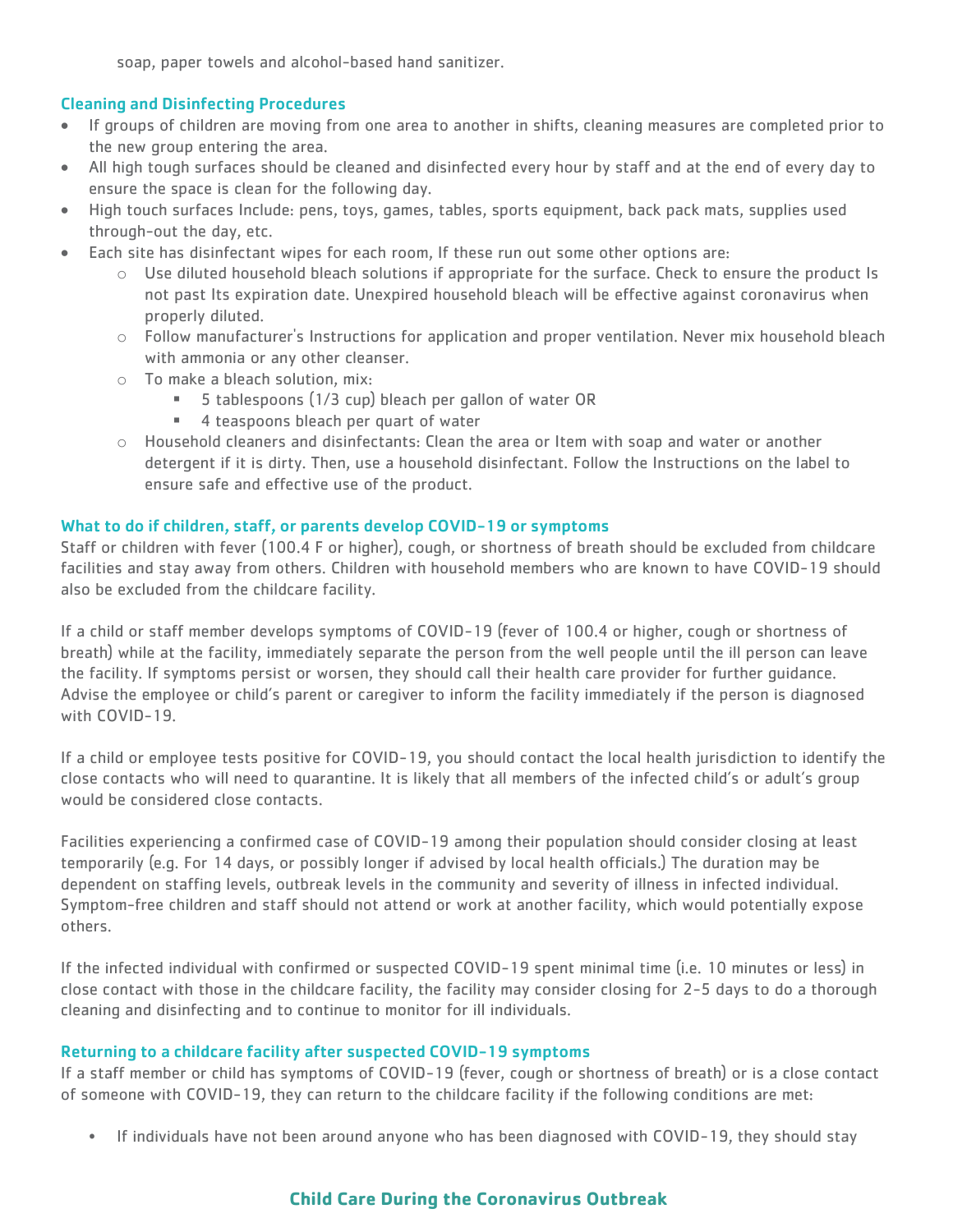soap, paper towels and alcohol-based hand sanitizer.

### Cleaning and Disinfecting Procedures

- If groups of children are moving from one area to another in shifts, cleaning measures are completed prior to the new group entering the area.
- All high tough surfaces should be cleaned and disinfected every hour by staff and at the end of every day to ensure the space is clean for the following day.
- High touch surfaces Include: pens, toys, games, tables, sports equipment, back pack mats, supplies used through-out the day, etc.
- Each site has disinfectant wipes for each room, If these run out some other options are:
    - Use diluted household bleach solutions if appropriate for the surface. Check to ensure the product Is not past Its expiration date. Unexpired household bleach will be effective against coronavirus when properly diluted.
    - Follow manufacturer's Instructions for application and proper ventilation. Never mix household bleach with ammonia or any other cleanser.
    - To make a bleach solution, mix:
        - 5 tablespoons (1/3 cup) bleach per gallon of water OR
        - 4 teaspoons bleach per quart of water
    - Household cleaners and disinfectants: Clean the area or Item with soap and water or another detergent if it is dirty. Then, use a household disinfectant. Follow the Instructions on the label to ensure safe and effective use of the product.

### What to do if children, staff, or parents develop COVID-19 or symptoms

Staff or children with fever (100.4 F or higher), cough, or shortness of breath should be excluded from childcare facilities and stay away from others. Children with household members who are known to have COVID-19 should also be excluded from the childcare facility.

If a child or staff member develops symptoms of COVID-19 (fever of 100.4 or higher, cough or shortness of breath) while at the facility, immediately separate the person from the well people until the ill person can leave the facility. If symptoms persist or worsen, they should call their health care provider for further guidance. Advise the employee or child's parent or caregiver to inform the facility immediately if the person is diagnosed with COVID-19.

If a child or employee tests positive for COVID-19, you should contact the local health jurisdiction to identify the close contacts who will need to quarantine. It is likely that all members of the infected child's or adult's group would be considered close contacts.

Facilities experiencing a confirmed case of COVID-19 among their population should consider closing at least temporarily (e.g. For 14 days, or possibly longer if advised by local health officials.) The duration may be dependent on staffing levels, outbreak levels in the community and severity of illness in infected individual. Symptom-free children and staff should not attend or work at another facility, which would potentially expose others.

If the infected individual with confirmed or suspected COVID-19 spent minimal time (i.e. 10 minutes or less) in close contact with those in the childcare facility, the facility may consider closing for 2-5 days to do a thorough cleaning and disinfecting and to continue to monitor for ill individuals.

### Returning to a childcare facility after suspected COVID-19 symptoms

If a staff member or child has symptoms of COVID-19 (fever, cough or shortness of breath) or is a close contact of someone with COVID-19, they can return to the childcare facility if the following conditions are met:

- If individuals have not been around anyone who has been diagnosed with COVID-19, they should stay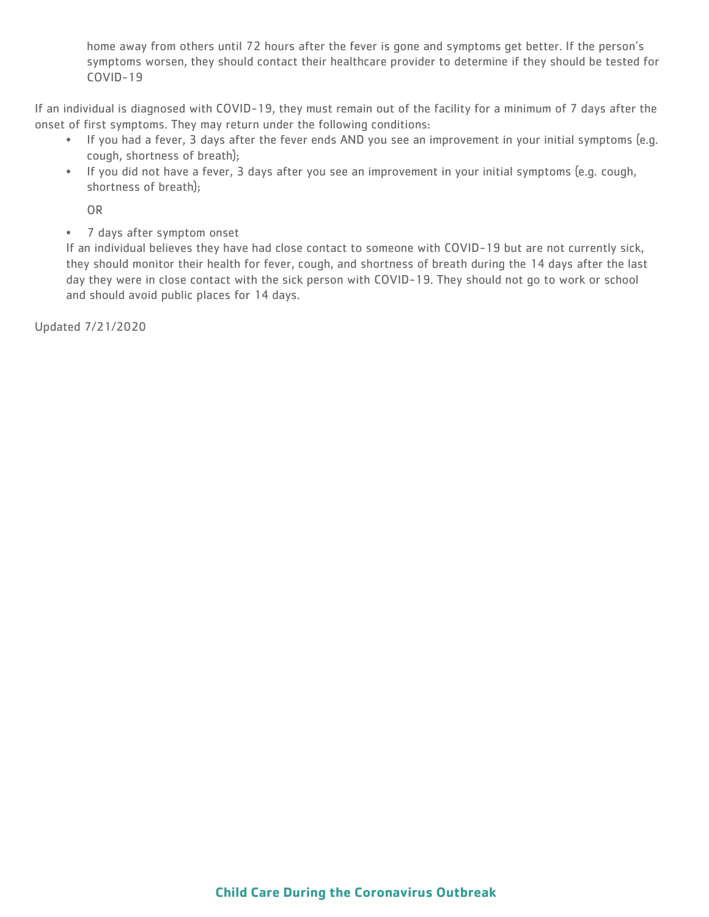home away from others until 72 hours after the fever is gone and symptoms get better. If the person's symptoms worsen, they should contact their healthcare provider to determine if they should be tested for COVID-19

If an individual is diagnosed with COVID-19, they must remain out of the facility for a minimum of 7 days after the onset of first symptoms. They may return under the following conditions:

- If you had a fever, 3 days after the fever ends AND you see an improvement in your initial symptoms (e.g. cough, shortness of breath);
- If you did not have a fever, 3 days after you see an improvement in your initial symptoms (e.g. cough, shortness of breath);

  OR

- 7 days after symptom onset

If an individual believes they have had close contact to someone with COVID-19 but are not currently sick, they should monitor their health for fever, cough, and shortness of breath during the 14 days after the last day they were in close contact with the sick person with COVID-19. They should not go to work or school and should avoid public places for 14 days.

Updated 7/21/2020